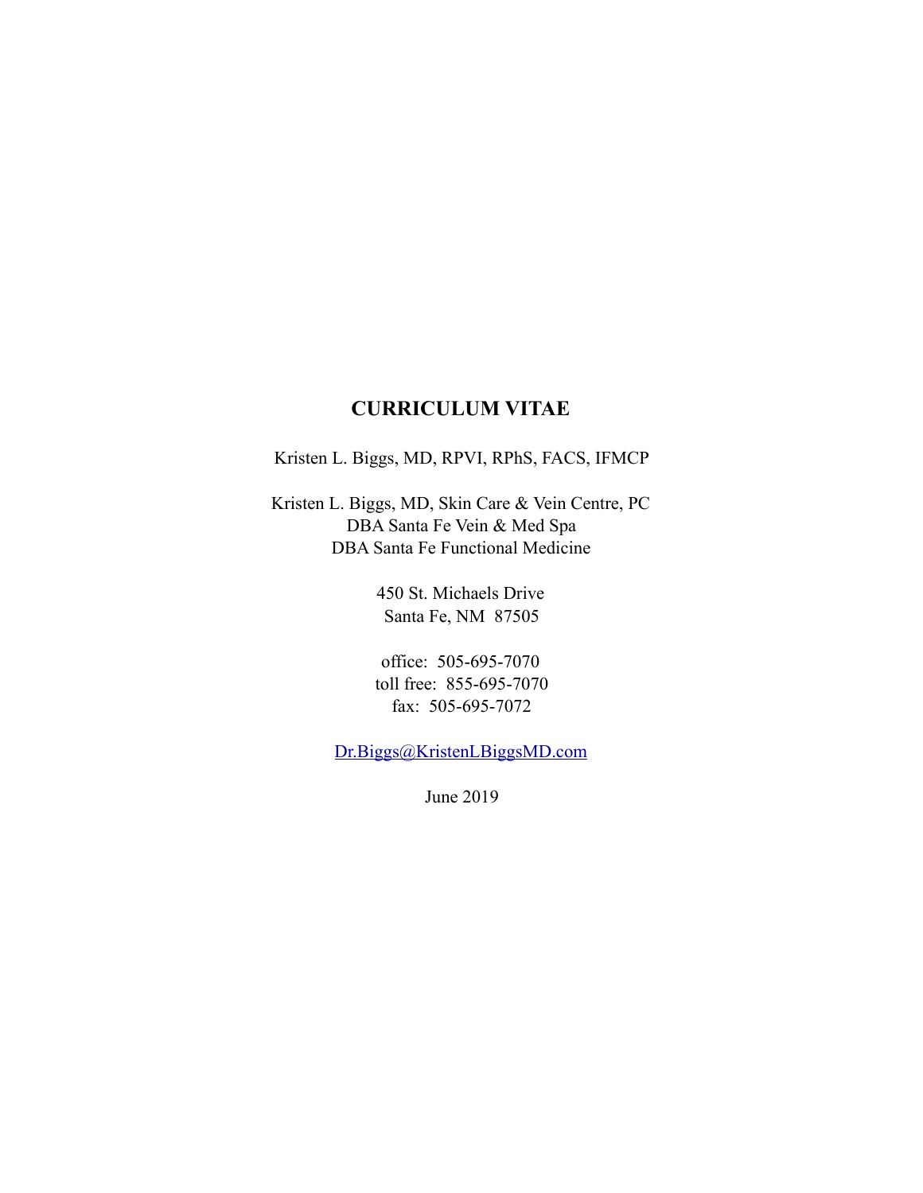# CURRICULUM VITAE

Kristen L. Biggs, MD, RPVI, RPhS, FACS, IFMCP

Kristen L. Biggs, MD, Skin Care & Vein Centre, PC
DBA Santa Fe Vein & Med Spa
DBA Santa Fe Functional Medicine

450 St. Michaels Drive
Santa Fe, NM 87505

office: 505-695-7070
toll free: 855-695-7070
fax: 505-695-7072

Dr.Biggs@KristenLBiggsMD.com

June 2019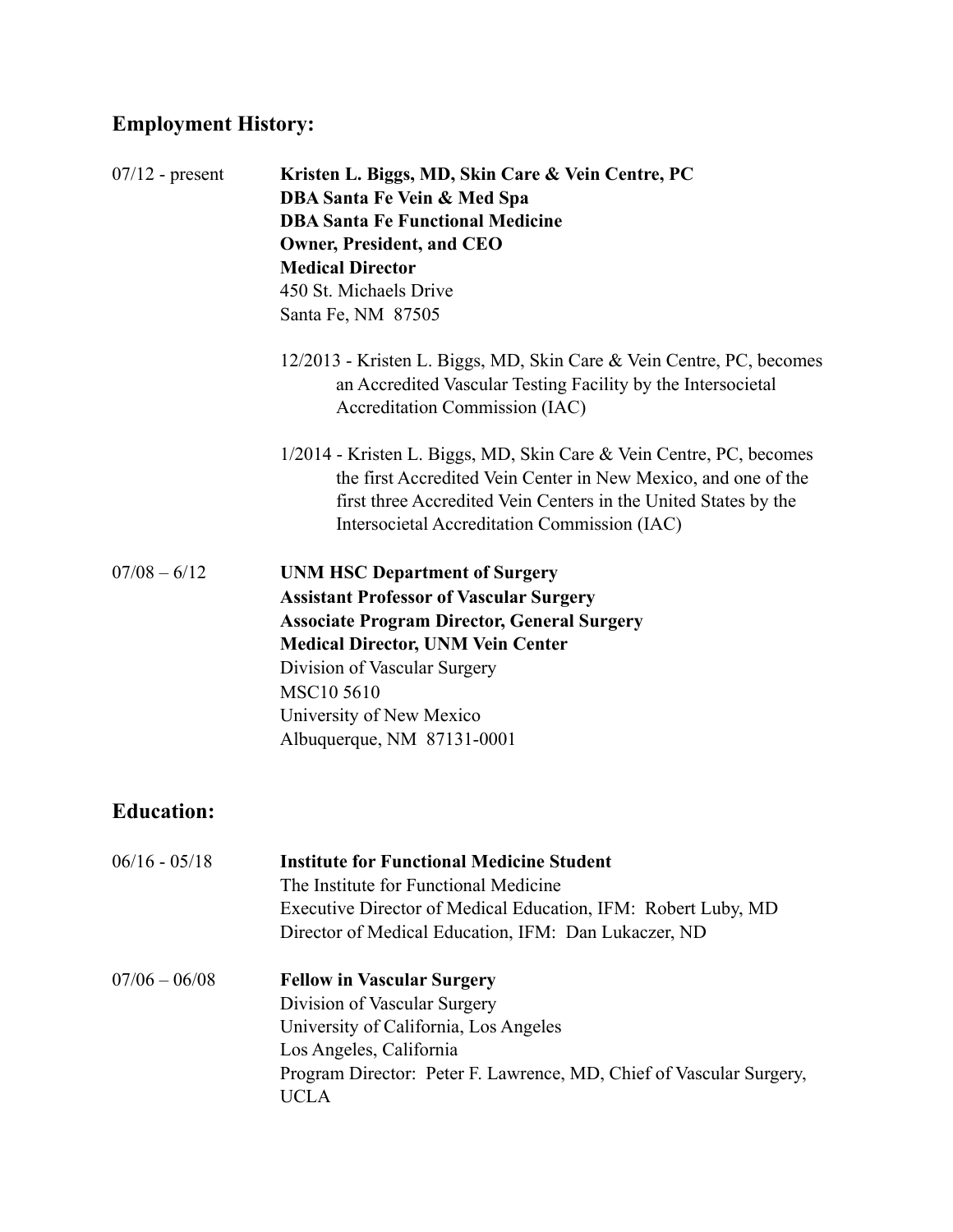## Employment History:

07/12 - present

**Kristen L. Biggs, MD, Skin Care & Vein Centre, PC**
**DBA Santa Fe Vein & Med Spa**
**DBA Santa Fe Functional Medicine**
**Owner, President, and CEO**
**Medical Director**
450 St. Michaels Drive
Santa Fe, NM 87505

12/2013 - Kristen L. Biggs, MD, Skin Care & Vein Centre, PC, becomes an Accredited Vascular Testing Facility by the Intersocietal Accreditation Commission (IAC)

1/2014 - Kristen L. Biggs, MD, Skin Care & Vein Centre, PC, becomes the first Accredited Vein Center in New Mexico, and one of the first three Accredited Vein Centers in the United States by the Intersocietal Accreditation Commission (IAC)

07/08 – 6/12

**UNM HSC Department of Surgery**
**Assistant Professor of Vascular Surgery**
**Associate Program Director, General Surgery**
**Medical Director, UNM Vein Center**
Division of Vascular Surgery
MSC10 5610
University of New Mexico
Albuquerque, NM 87131-0001

## Education:

06/16 - 05/18

**Institute for Functional Medicine Student**
The Institute for Functional Medicine
Executive Director of Medical Education, IFM: Robert Luby, MD
Director of Medical Education, IFM: Dan Lukaczer, ND

07/06 – 06/08

**Fellow in Vascular Surgery**
Division of Vascular Surgery
University of California, Los Angeles
Los Angeles, California
Program Director: Peter F. Lawrence, MD, Chief of Vascular Surgery, UCLA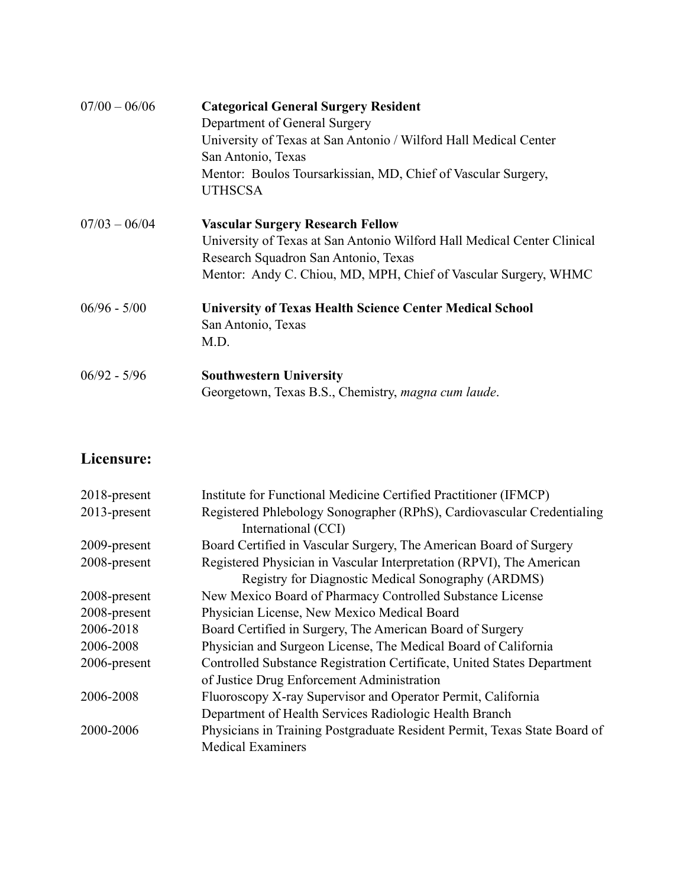07/00 – 06/06 **Categorical General Surgery Resident**
Department of General Surgery
University of Texas at San Antonio / Wilford Hall Medical Center
San Antonio, Texas
Mentor: Boulos Toursarkissian, MD, Chief of Vascular Surgery, UTHSCSA

07/03 – 06/04 **Vascular Surgery Research Fellow**
University of Texas at San Antonio Wilford Hall Medical Center Clinical Research Squadron San Antonio, Texas
Mentor: Andy C. Chiou, MD, MPH, Chief of Vascular Surgery, WHMC

06/96 - 5/00 **University of Texas Health Science Center Medical School**
San Antonio, Texas
M.D.

06/92 - 5/96 **Southwestern University**
Georgetown, Texas B.S., Chemistry, *magna cum laude*.

## Licensure:

2018-present Institute for Functional Medicine Certified Practitioner (IFMCP)
2013-present Registered Phlebology Sonographer (RPhS), Cardiovascular Credentialing International (CCI)
2009-present Board Certified in Vascular Surgery, The American Board of Surgery
2008-present Registered Physician in Vascular Interpretation (RPVI), The American Registry for Diagnostic Medical Sonography (ARDMS)
2008-present New Mexico Board of Pharmacy Controlled Substance License
2008-present Physician License, New Mexico Medical Board
2006-2018 Board Certified in Surgery, The American Board of Surgery
2006-2008 Physician and Surgeon License, The Medical Board of California
2006-present Controlled Substance Registration Certificate, United States Department of Justice Drug Enforcement Administration
2006-2008 Fluoroscopy X-ray Supervisor and Operator Permit, California Department of Health Services Radiologic Health Branch
2000-2006 Physicians in Training Postgraduate Resident Permit, Texas State Board of Medical Examiners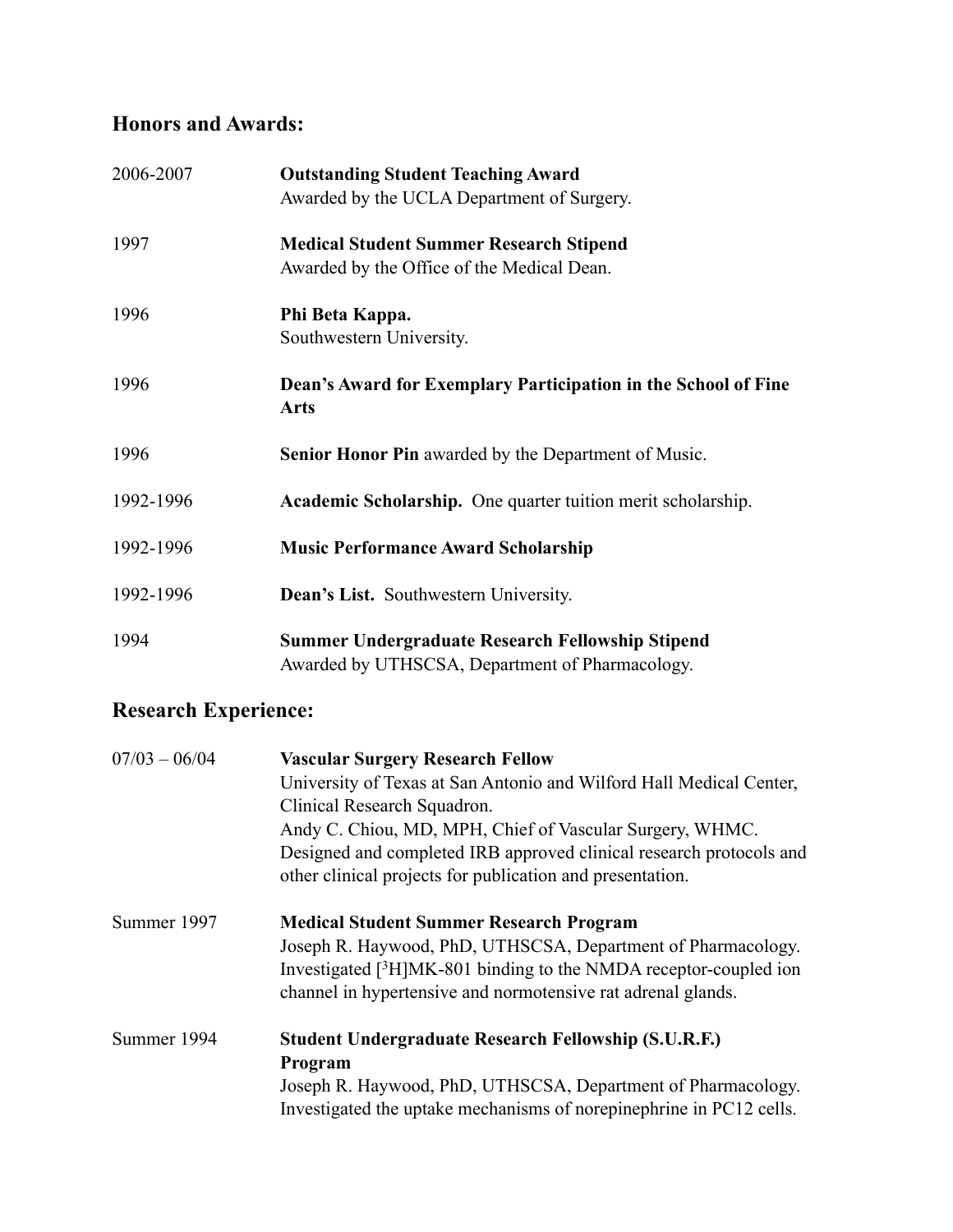## Honors and Awards:

| | |
|---|---|
| 2006-2007 | **Outstanding Student Teaching Award**<br>Awarded by the UCLA Department of Surgery. |
| 1997 | **Medical Student Summer Research Stipend**<br>Awarded by the Office of the Medical Dean. |
| 1996 | **Phi Beta Kappa.**<br>Southwestern University. |
| 1996 | **Dean's Award for Exemplary Participation in the School of Fine Arts** |
| 1996 | **Senior Honor Pin** awarded by the Department of Music. |
| 1992-1996 | **Academic Scholarship.** One quarter tuition merit scholarship. |
| 1992-1996 | **Music Performance Award Scholarship** |
| 1992-1996 | **Dean's List.** Southwestern University. |
| 1994 | **Summer Undergraduate Research Fellowship Stipend**<br>Awarded by UTHSCSA, Department of Pharmacology. |

## Research Experience:

| | |
|---|---|
| 07/03 – 06/04 | **Vascular Surgery Research Fellow**<br>University of Texas at San Antonio and Wilford Hall Medical Center, Clinical Research Squadron.<br>Andy C. Chiou, MD, MPH, Chief of Vascular Surgery, WHMC.<br>Designed and completed IRB approved clinical research protocols and other clinical projects for publication and presentation. |
| Summer 1997 | **Medical Student Summer Research Program**<br>Joseph R. Haywood, PhD, UTHSCSA, Department of Pharmacology.<br>Investigated [$^{3}$H]MK-801 binding to the NMDA receptor-coupled ion channel in hypertensive and normotensive rat adrenal glands. |
| Summer 1994 | **Student Undergraduate Research Fellowship (S.U.R.F.) Program**<br>Joseph R. Haywood, PhD, UTHSCSA, Department of Pharmacology.<br>Investigated the uptake mechanisms of norepinephrine in PC12 cells. |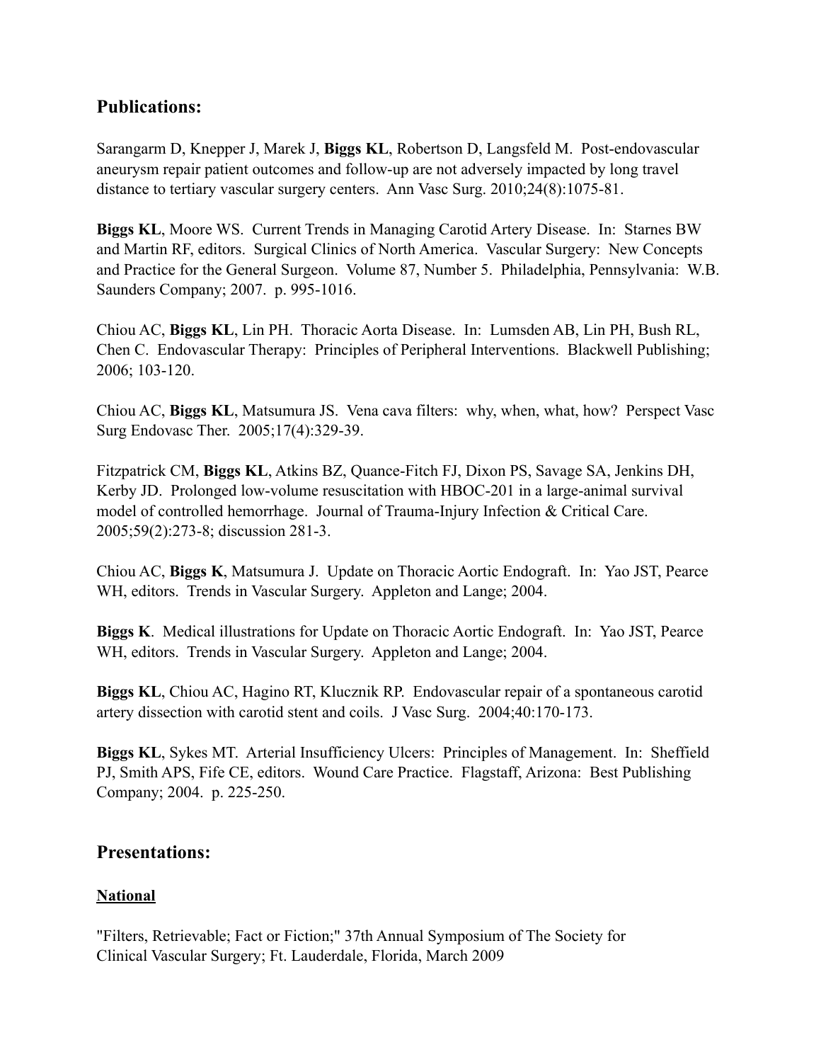## Publications:

Sarangarm D, Knepper J, Marek J, **Biggs KL**, Robertson D, Langsfeld M. Post-endovascular aneurysm repair patient outcomes and follow-up are not adversely impacted by long travel distance to tertiary vascular surgery centers. Ann Vasc Surg. 2010;24(8):1075-81.

**Biggs KL**, Moore WS. Current Trends in Managing Carotid Artery Disease. In: Starnes BW and Martin RF, editors. Surgical Clinics of North America. Vascular Surgery: New Concepts and Practice for the General Surgeon. Volume 87, Number 5. Philadelphia, Pennsylvania: W.B. Saunders Company; 2007. p. 995-1016.

Chiou AC, **Biggs KL**, Lin PH. Thoracic Aorta Disease. In: Lumsden AB, Lin PH, Bush RL, Chen C. Endovascular Therapy: Principles of Peripheral Interventions. Blackwell Publishing; 2006; 103-120.

Chiou AC, **Biggs KL**, Matsumura JS. Vena cava filters: why, when, what, how? Perspect Vasc Surg Endovasc Ther. 2005;17(4):329-39.

Fitzpatrick CM, **Biggs KL**, Atkins BZ, Quance-Fitch FJ, Dixon PS, Savage SA, Jenkins DH, Kerby JD. Prolonged low-volume resuscitation with HBOC-201 in a large-animal survival model of controlled hemorrhage. Journal of Trauma-Injury Infection & Critical Care. 2005;59(2):273-8; discussion 281-3.

Chiou AC, **Biggs K**, Matsumura J. Update on Thoracic Aortic Endograft. In: Yao JST, Pearce WH, editors. Trends in Vascular Surgery. Appleton and Lange; 2004.

**Biggs K**. Medical illustrations for Update on Thoracic Aortic Endograft. In: Yao JST, Pearce WH, editors. Trends in Vascular Surgery. Appleton and Lange; 2004.

**Biggs KL**, Chiou AC, Hagino RT, Klucznik RP. Endovascular repair of a spontaneous carotid artery dissection with carotid stent and coils. J Vasc Surg. 2004;40:170-173.

**Biggs KL**, Sykes MT. Arterial Insufficiency Ulcers: Principles of Management. In: Sheffield PJ, Smith APS, Fife CE, editors. Wound Care Practice. Flagstaff, Arizona: Best Publishing Company; 2004. p. 225-250.

## Presentations:

### National

"Filters, Retrievable; Fact or Fiction;" 37th Annual Symposium of The Society for Clinical Vascular Surgery; Ft. Lauderdale, Florida, March 2009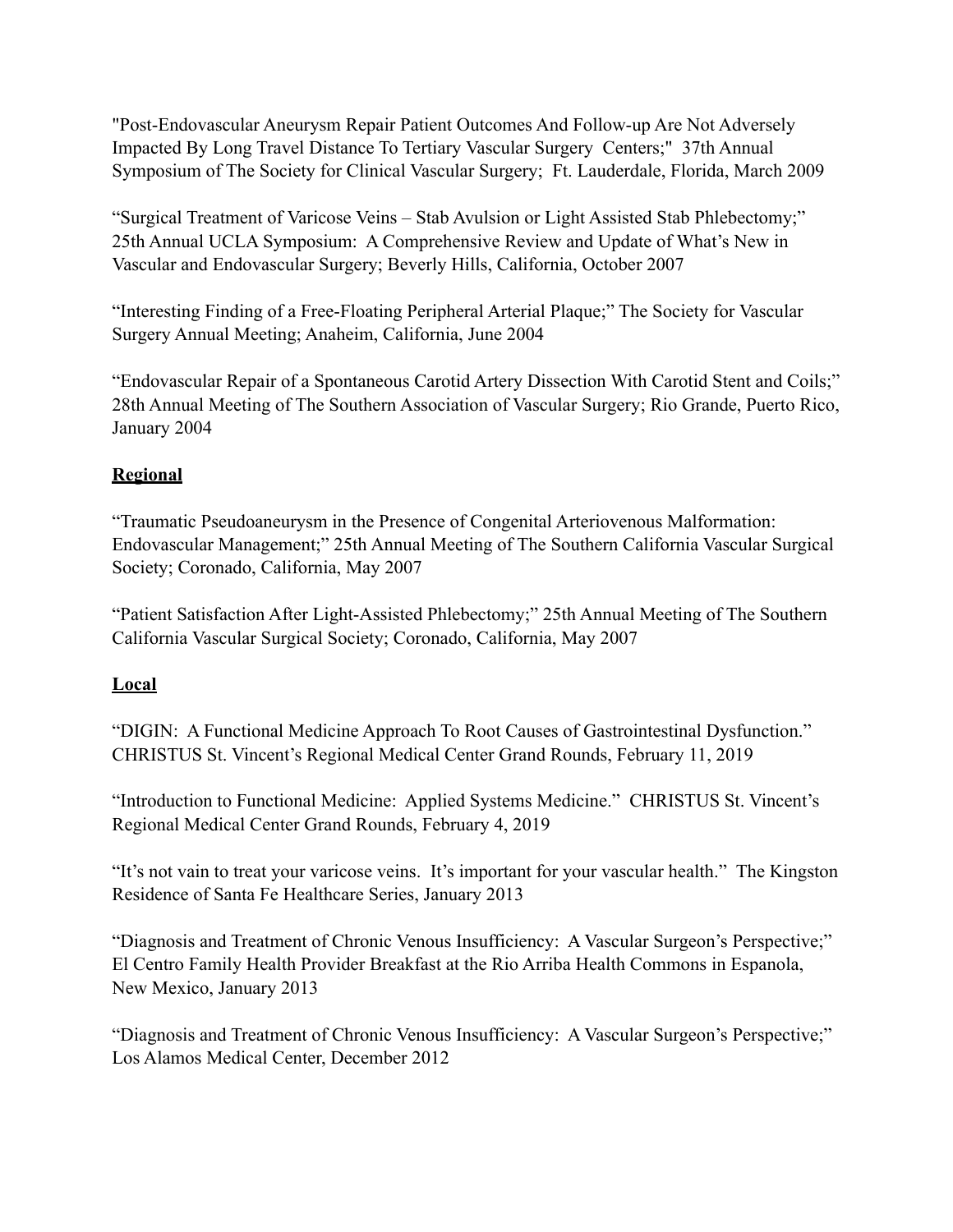"Post-Endovascular Aneurysm Repair Patient Outcomes And Follow-up Are Not Adversely Impacted By Long Travel Distance To Tertiary Vascular Surgery Centers;" 37th Annual Symposium of The Society for Clinical Vascular Surgery; Ft. Lauderdale, Florida, March 2009

"Surgical Treatment of Varicose Veins – Stab Avulsion or Light Assisted Stab Phlebectomy;" 25th Annual UCLA Symposium: A Comprehensive Review and Update of What's New in Vascular and Endovascular Surgery; Beverly Hills, California, October 2007

"Interesting Finding of a Free-Floating Peripheral Arterial Plaque;" The Society for Vascular Surgery Annual Meeting; Anaheim, California, June 2004

"Endovascular Repair of a Spontaneous Carotid Artery Dissection With Carotid Stent and Coils;" 28th Annual Meeting of The Southern Association of Vascular Surgery; Rio Grande, Puerto Rico, January 2004

**Regional**

"Traumatic Pseudoaneurysm in the Presence of Congenital Arteriovenous Malformation: Endovascular Management;" 25th Annual Meeting of The Southern California Vascular Surgical Society; Coronado, California, May 2007

"Patient Satisfaction After Light-Assisted Phlebectomy;" 25th Annual Meeting of The Southern California Vascular Surgical Society; Coronado, California, May 2007

**Local**

"DIGIN: A Functional Medicine Approach To Root Causes of Gastrointestinal Dysfunction." CHRISTUS St. Vincent's Regional Medical Center Grand Rounds, February 11, 2019

"Introduction to Functional Medicine: Applied Systems Medicine." CHRISTUS St. Vincent's Regional Medical Center Grand Rounds, February 4, 2019

"It's not vain to treat your varicose veins. It's important for your vascular health." The Kingston Residence of Santa Fe Healthcare Series, January 2013

"Diagnosis and Treatment of Chronic Venous Insufficiency: A Vascular Surgeon's Perspective;" El Centro Family Health Provider Breakfast at the Rio Arriba Health Commons in Espanola, New Mexico, January 2013

"Diagnosis and Treatment of Chronic Venous Insufficiency: A Vascular Surgeon's Perspective;" Los Alamos Medical Center, December 2012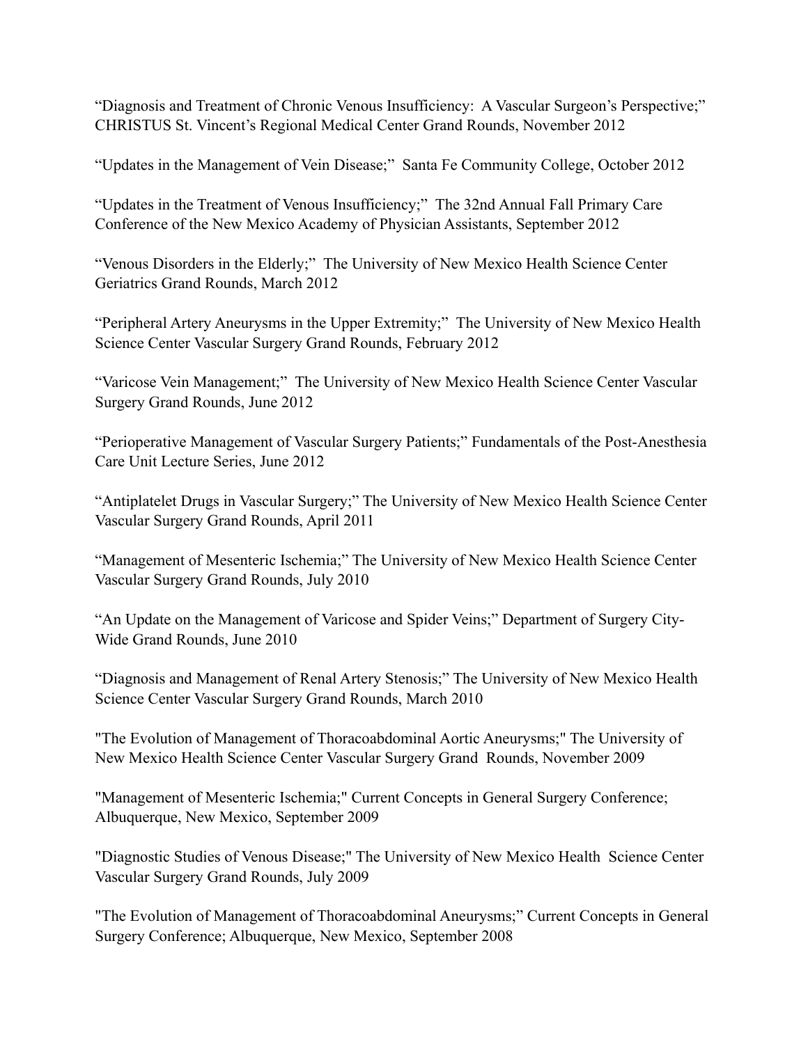“Diagnosis and Treatment of Chronic Venous Insufficiency: A Vascular Surgeon’s Perspective;” CHRISTUS St. Vincent’s Regional Medical Center Grand Rounds, November 2012

“Updates in the Management of Vein Disease;” Santa Fe Community College, October 2012

“Updates in the Treatment of Venous Insufficiency;” The 32nd Annual Fall Primary Care Conference of the New Mexico Academy of Physician Assistants, September 2012

“Venous Disorders in the Elderly;” The University of New Mexico Health Science Center Geriatrics Grand Rounds, March 2012

“Peripheral Artery Aneurysms in the Upper Extremity;” The University of New Mexico Health Science Center Vascular Surgery Grand Rounds, February 2012

“Varicose Vein Management;” The University of New Mexico Health Science Center Vascular Surgery Grand Rounds, June 2012

“Perioperative Management of Vascular Surgery Patients;” Fundamentals of the Post-Anesthesia Care Unit Lecture Series, June 2012

“Antiplatelet Drugs in Vascular Surgery;” The University of New Mexico Health Science Center Vascular Surgery Grand Rounds, April 2011

“Management of Mesenteric Ischemia;” The University of New Mexico Health Science Center Vascular Surgery Grand Rounds, July 2010

“An Update on the Management of Varicose and Spider Veins;” Department of Surgery City-Wide Grand Rounds, June 2010

“Diagnosis and Management of Renal Artery Stenosis;” The University of New Mexico Health Science Center Vascular Surgery Grand Rounds, March 2010

"The Evolution of Management of Thoracoabdominal Aortic Aneurysms;" The University of New Mexico Health Science Center Vascular Surgery Grand Rounds, November 2009

"Management of Mesenteric Ischemia;" Current Concepts in General Surgery Conference; Albuquerque, New Mexico, September 2009

"Diagnostic Studies of Venous Disease;" The University of New Mexico Health Science Center Vascular Surgery Grand Rounds, July 2009

"The Evolution of Management of Thoracoabdominal Aneurysms;” Current Concepts in General Surgery Conference; Albuquerque, New Mexico, September 2008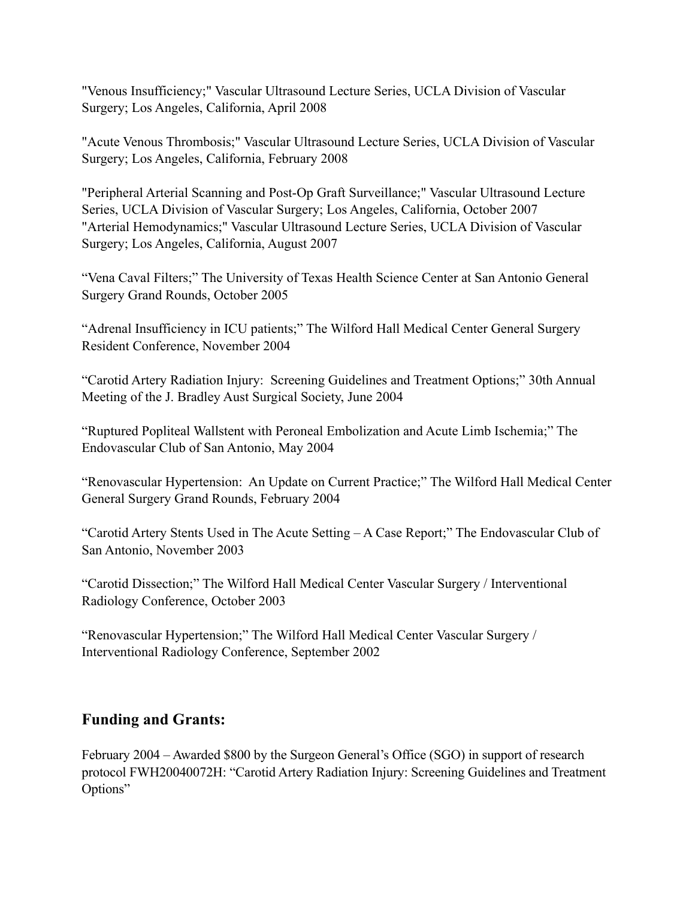"Venous Insufficiency;" Vascular Ultrasound Lecture Series, UCLA Division of Vascular Surgery; Los Angeles, California, April 2008

"Acute Venous Thrombosis;" Vascular Ultrasound Lecture Series, UCLA Division of Vascular Surgery; Los Angeles, California, February 2008

"Peripheral Arterial Scanning and Post-Op Graft Surveillance;" Vascular Ultrasound Lecture Series, UCLA Division of Vascular Surgery; Los Angeles, California, October 2007
"Arterial Hemodynamics;" Vascular Ultrasound Lecture Series, UCLA Division of Vascular Surgery; Los Angeles, California, August 2007

"Vena Caval Filters;" The University of Texas Health Science Center at San Antonio General Surgery Grand Rounds, October 2005

"Adrenal Insufficiency in ICU patients;" The Wilford Hall Medical Center General Surgery Resident Conference, November 2004

"Carotid Artery Radiation Injury: Screening Guidelines and Treatment Options;" 30th Annual Meeting of the J. Bradley Aust Surgical Society, June 2004

"Ruptured Popliteal Wallstent with Peroneal Embolization and Acute Limb Ischemia;" The Endovascular Club of San Antonio, May 2004

"Renovascular Hypertension: An Update on Current Practice;" The Wilford Hall Medical Center General Surgery Grand Rounds, February 2004

"Carotid Artery Stents Used in The Acute Setting – A Case Report;" The Endovascular Club of San Antonio, November 2003

"Carotid Dissection;" The Wilford Hall Medical Center Vascular Surgery / Interventional Radiology Conference, October 2003

"Renovascular Hypertension;" The Wilford Hall Medical Center Vascular Surgery / Interventional Radiology Conference, September 2002

## Funding and Grants:

February 2004 – Awarded $800 by the Surgeon General's Office (SGO) in support of research protocol FWH20040072H: "Carotid Artery Radiation Injury: Screening Guidelines and Treatment Options"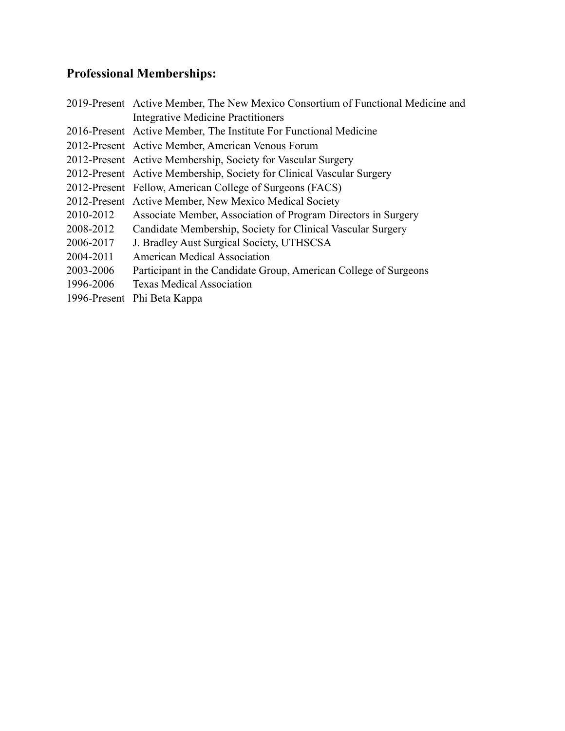## Professional Memberships:

| | |
|---|---|
| 2019-Present | Active Member, The New Mexico Consortium of Functional Medicine and Integrative Medicine Practitioners |
| 2016-Present | Active Member, The Institute For Functional Medicine |
| 2012-Present | Active Member, American Venous Forum |
| 2012-Present | Active Membership, Society for Vascular Surgery |
| 2012-Present | Active Membership, Society for Clinical Vascular Surgery |
| 2012-Present | Fellow, American College of Surgeons (FACS) |
| 2012-Present | Active Member, New Mexico Medical Society |
| 2010-2012 | Associate Member, Association of Program Directors in Surgery |
| 2008-2012 | Candidate Membership, Society for Clinical Vascular Surgery |
| 2006-2017 | J. Bradley Aust Surgical Society, UTHSCSA |
| 2004-2011 | American Medical Association |
| 2003-2006 | Participant in the Candidate Group, American College of Surgeons |
| 1996-2006 | Texas Medical Association |
| 1996-Present | Phi Beta Kappa |